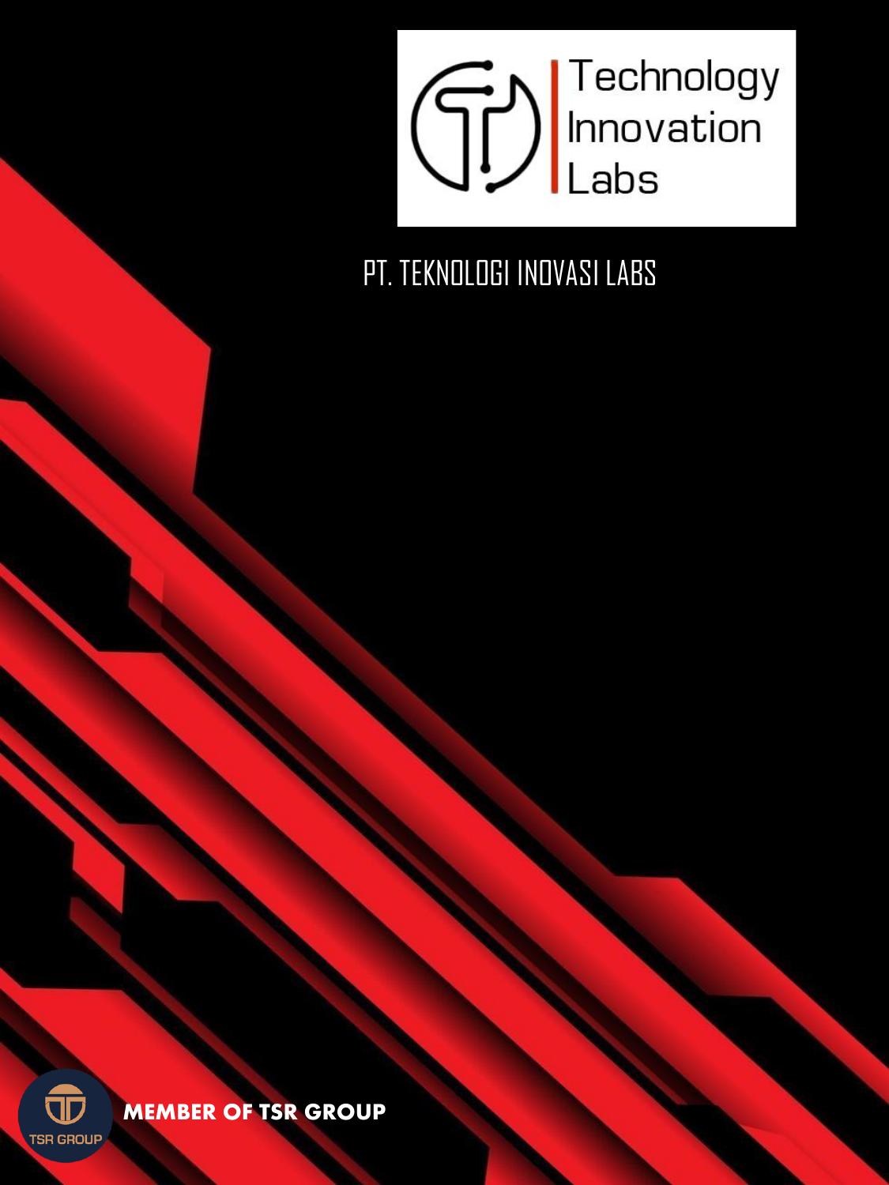Technology Innovation Labs

PT. TEKNOLOGI INOVASI LABS

TSR GROUP

**MEMBER OF TSR GROUP**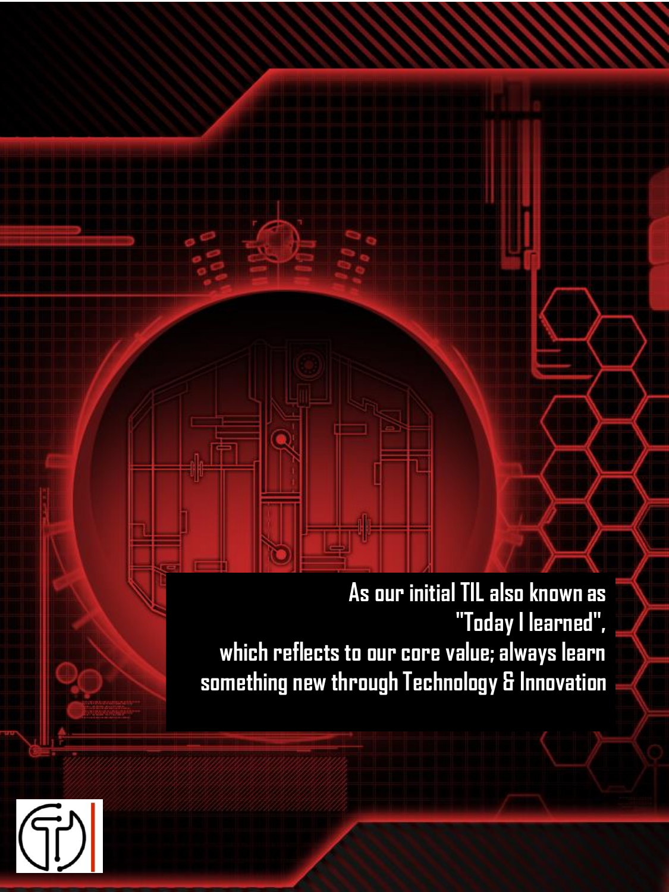As our initial TIL also known as
"Today I learned",
which reflects to our core value; always learn
something new through Technology & Innovation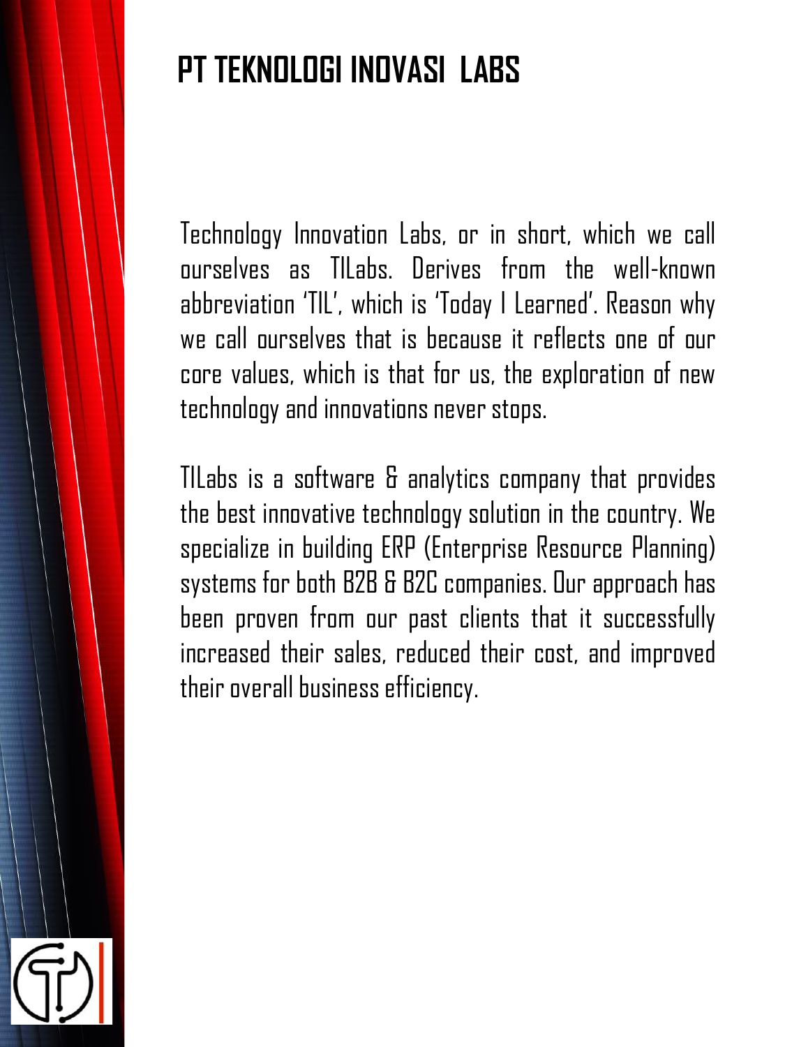# PT TEKNOLOGI INOVASI  LABS

Technology Innovation Labs, or in short, which we call ourselves as TILabs. Derives from the well-known abbreviation 'TIL', which is 'Today I Learned'. Reason why we call ourselves that is because it reflects one of our core values, which is that for us, the exploration of new technology and innovations never stops.

TILabs is a software & analytics company that provides the best innovative technology solution in the country. We specialize in building ERP (Enterprise Resource Planning) systems for both B2B & B2C companies. Our approach has been proven from our past clients that it successfully increased their sales, reduced their cost, and improved their overall business efficiency.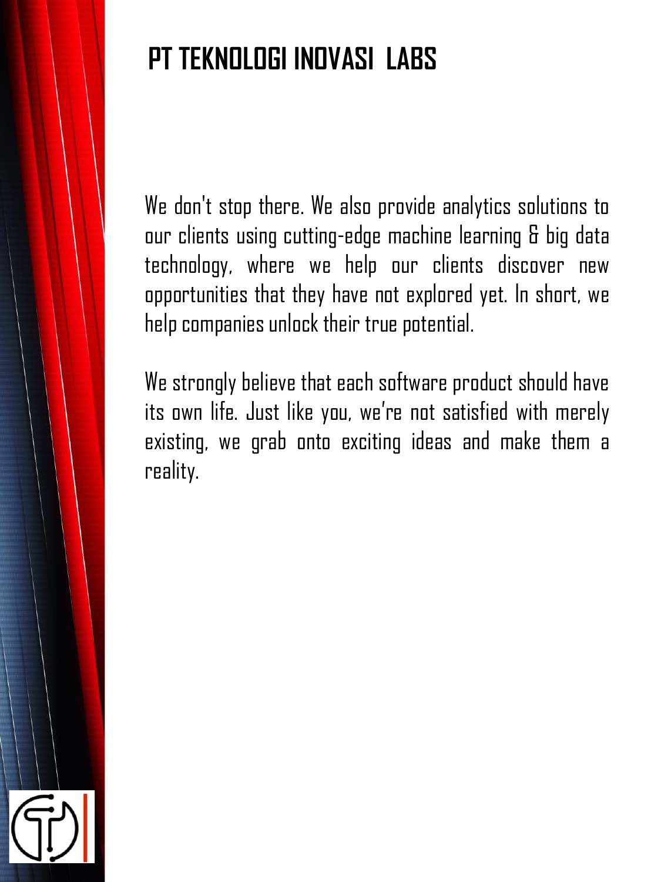# PT TEKNOLOGI INOVASI LABS

We don't stop there. We also provide analytics solutions to our clients using cutting-edge machine learning & big data technology, where we help our clients discover new opportunities that they have not explored yet. In short, we help companies unlock their true potential.

We strongly believe that each software product should have its own life. Just like you, we're not satisfied with merely existing, we grab onto exciting ideas and make them a reality.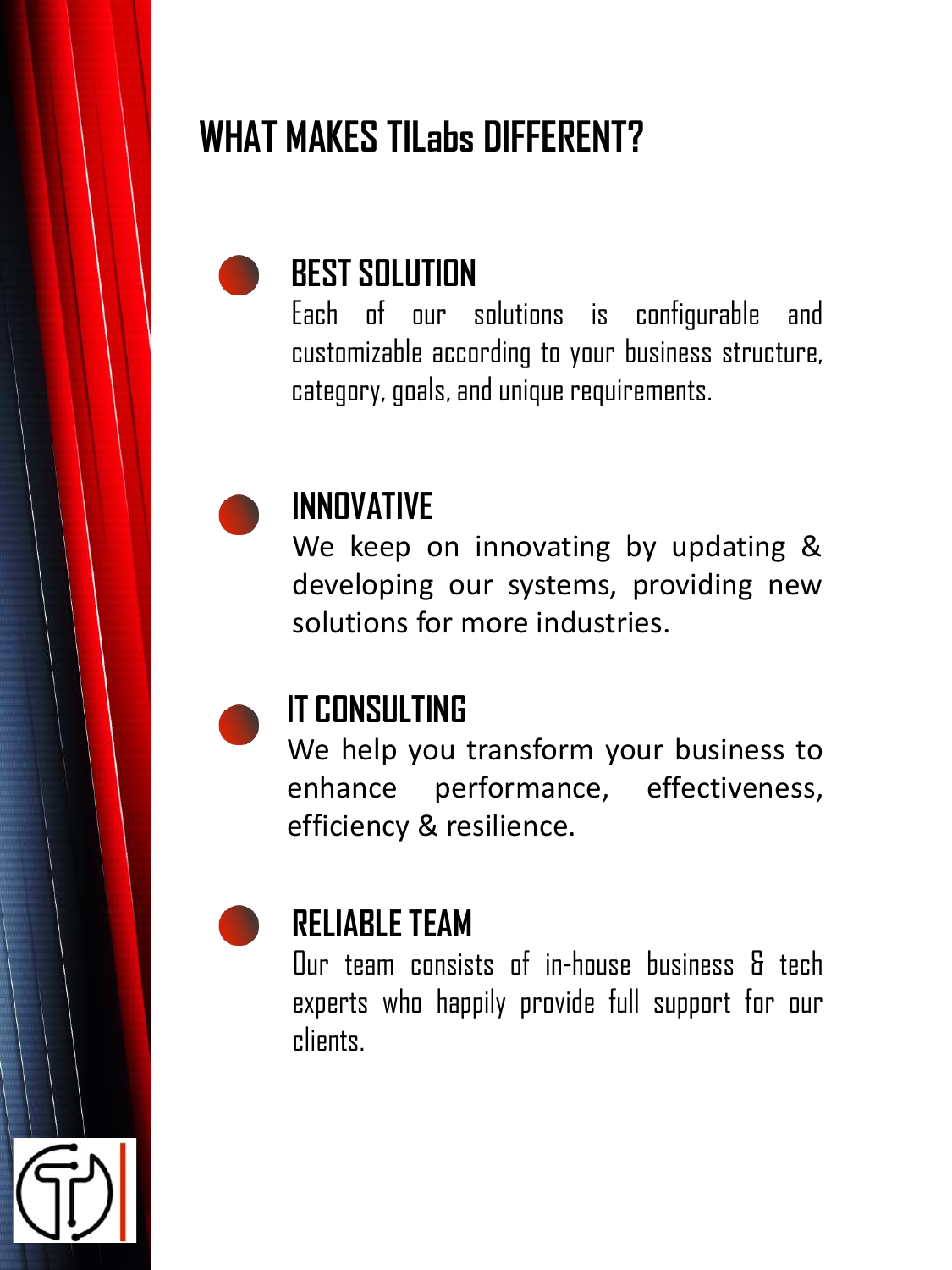# WHAT MAKES TILabs DIFFERENT?

## BEST SOLUTION

Each of our solutions is configurable and customizable according to your business structure, category, goals, and unique requirements.

## INNOVATIVE

We keep on innovating by updating & developing our systems, providing new solutions for more industries.

## IT CONSULTING

We help you transform your business to enhance performance, effectiveness, efficiency & resilience.

## RELIABLE TEAM

Our team consists of in-house business & tech experts who happily provide full support for our clients.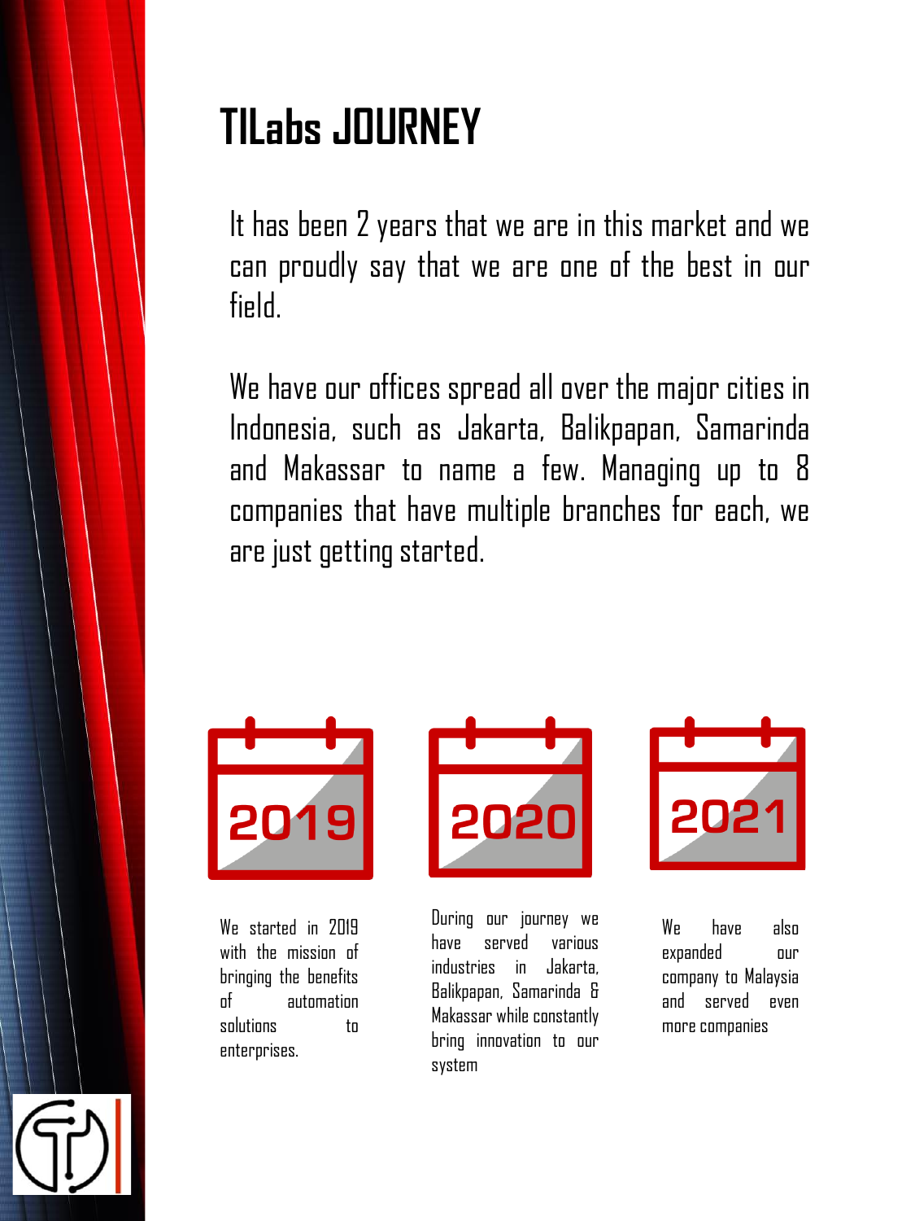# TILabs JOURNEY

It has been 2 years that we are in this market and we can proudly say that we are one of the best in our field.

We have our offices spread all over the major cities in Indonesia, such as Jakarta, Balikpapan, Samarinda and Makassar to name a few. Managing up to 8 companies that have multiple branches for each, we are just getting started.

**2019**

We started in 2019 with the mission of bringing the benefits of automation solutions to enterprises.

**2020**

During our journey we have served various industries in Jakarta, Balikpapan, Samarinda & Makassar while constantly bring innovation to our system

**2021**

We have also expanded our company to Malaysia and served even more companies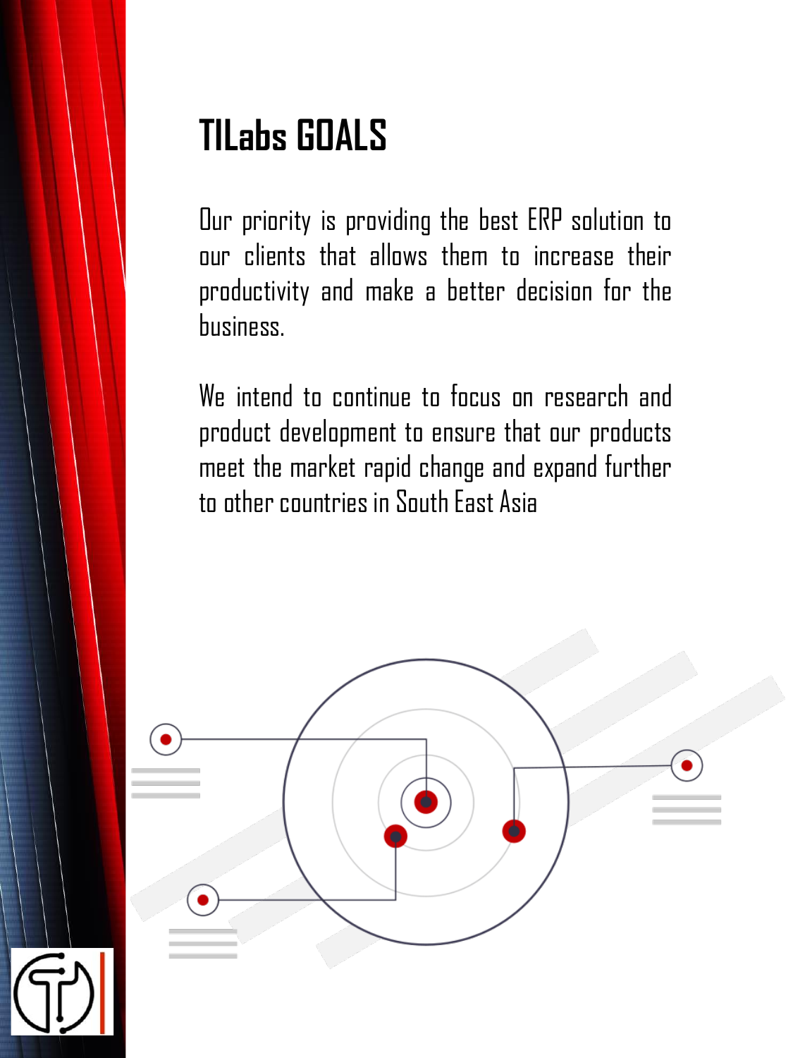# TILabs GOALS

Our priority is providing the best ERP solution to our clients that allows them to increase their productivity and make a better decision for the business.

We intend to continue to focus on research and product development to ensure that our products meet the market rapid change and expand further to other countries in South East Asia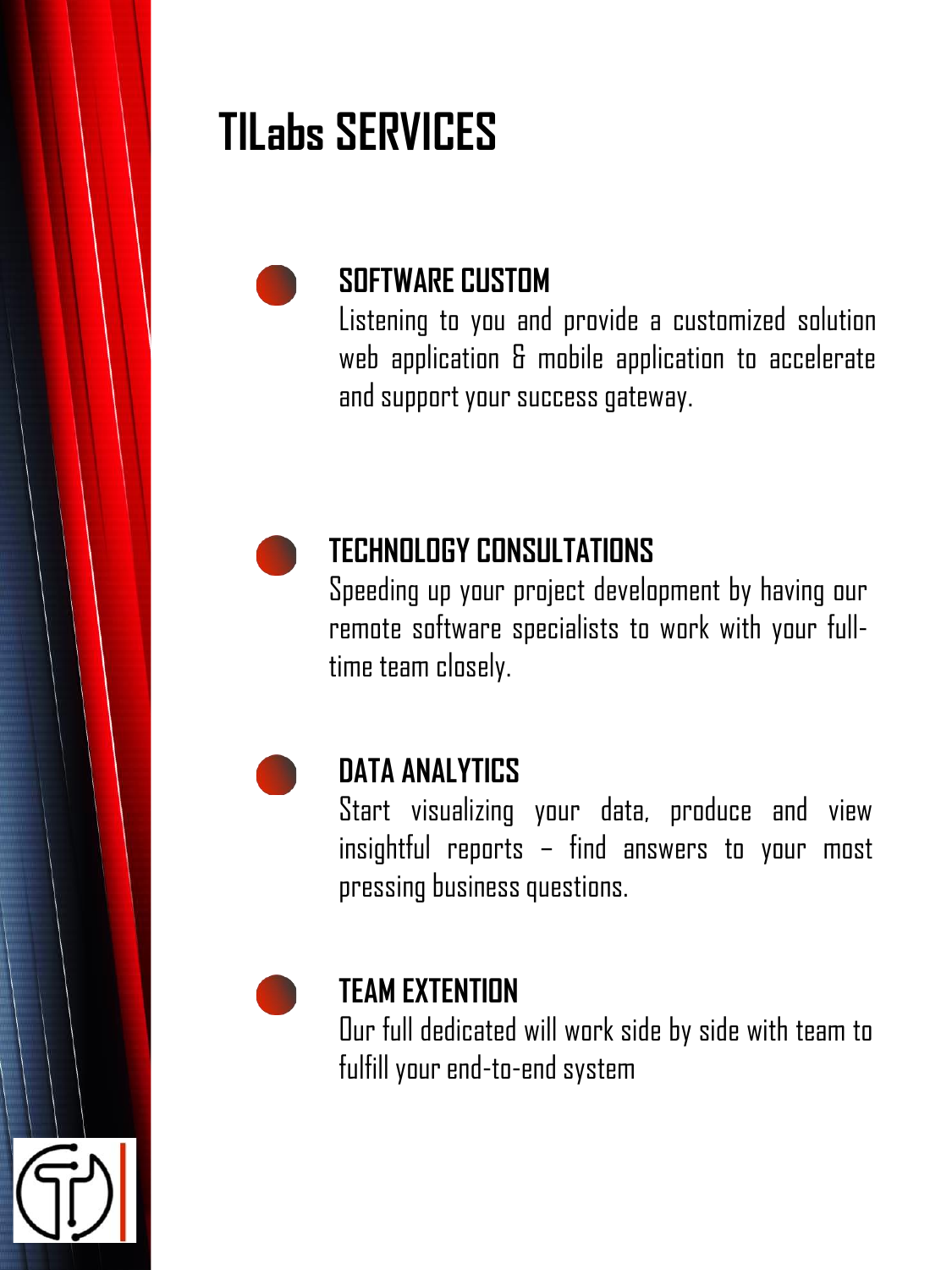# TILabs SERVICES

## SOFTWARE CUSTOM

Listening to you and provide a customized solution web application & mobile application to accelerate and support your success gateway.

## TECHNOLOGY CONSULTATIONS

Speeding up your project development by having our remote software specialists to work with your full-time team closely.

## DATA ANALYTICS

Start visualizing your data, produce and view insightful reports – find answers to your most pressing business questions.

## TEAM EXTENTION

Our full dedicated will work side by side with team to fulfill your end-to-end system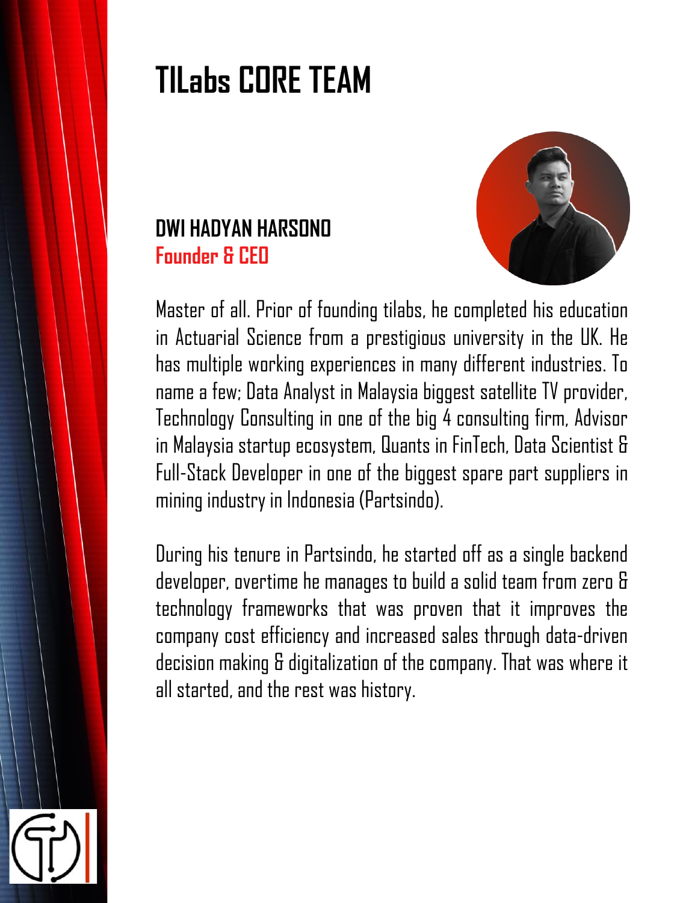# TILabs CORE TEAM

**DWI HADYAN HARSONO**
**Founder & CEO**

Master of all. Prior of founding tilabs, he completed his education in Actuarial Science from a prestigious university in the UK. He has multiple working experiences in many different industries. To name a few; Data Analyst in Malaysia biggest satellite TV provider, Technology Consulting in one of the big 4 consulting firm, Advisor in Malaysia startup ecosystem, Quants in FinTech, Data Scientist & Full-Stack Developer in one of the biggest spare part suppliers in mining industry in Indonesia (Partsindo).

During his tenure in Partsindo, he started off as a single backend developer, overtime he manages to build a solid team from zero & technology frameworks that was proven that it improves the company cost efficiency and increased sales through data-driven decision making & digitalization of the company. That was where it all started, and the rest was history.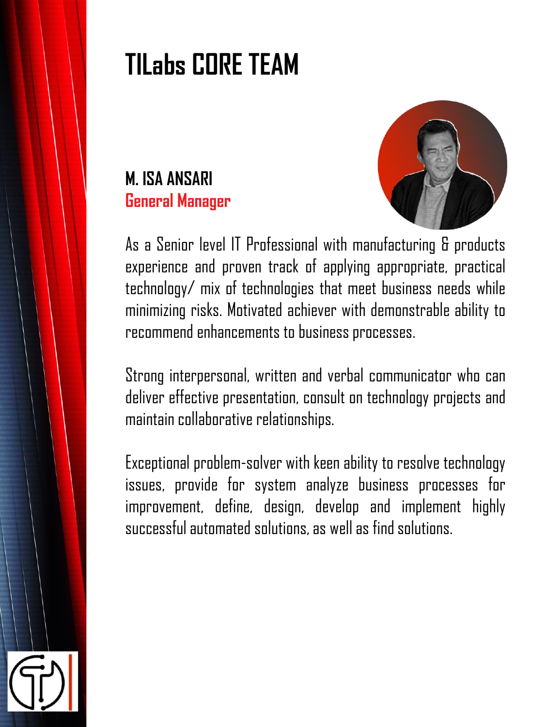# TILabs CORE TEAM

**M. ISA ANSARI**
**General Manager**

As a Senior level IT Professional with manufacturing & products experience and proven track of applying appropriate, practical technology/ mix of technologies that meet business needs while minimizing risks. Motivated achiever with demonstrable ability to recommend enhancements to business processes.

Strong interpersonal, written and verbal communicator who can deliver effective presentation, consult on technology projects and maintain collaborative relationships.

Exceptional problem-solver with keen ability to resolve technology issues, provide for system analyze business processes for improvement, define, design, develop and implement highly successful automated solutions, as well as find solutions.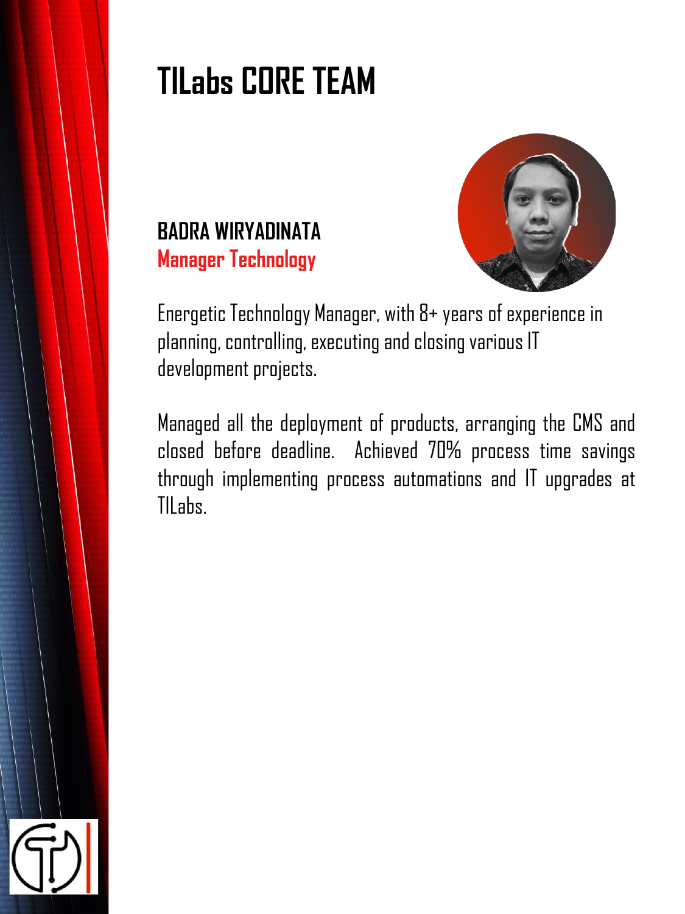# TILabs CORE TEAM

**BADRA WIRYADINATA**
**Manager Technology**

Energetic Technology Manager, with 8+ years of experience in planning, controlling, executing and closing various IT development projects.

Managed all the deployment of products, arranging the CMS and closed before deadline. Achieved 70% process time savings through implementing process automations and IT upgrades at TILabs.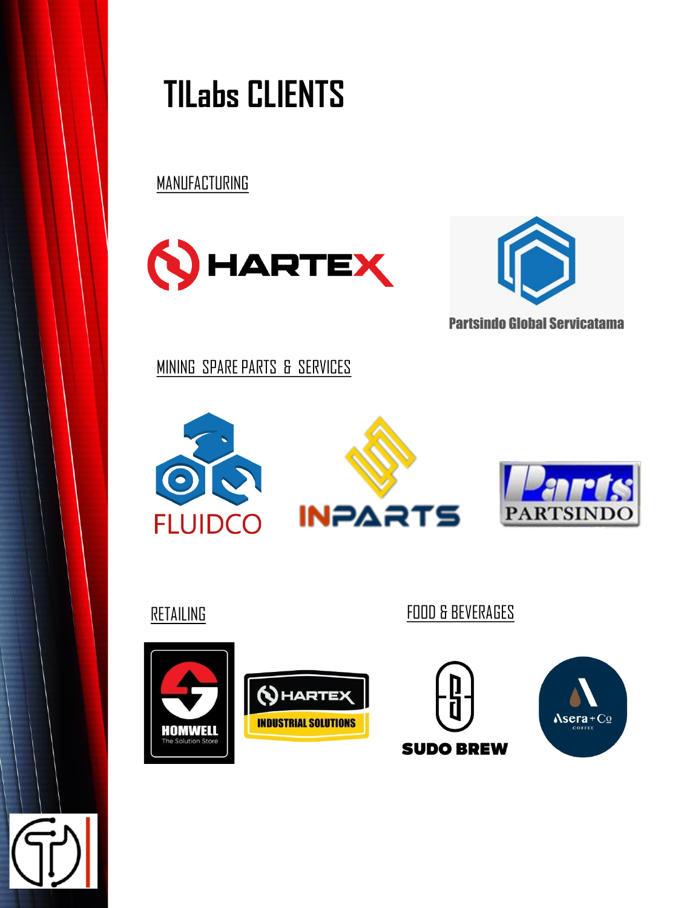# TILabs CLIENTS

MANUFACTURING

HARTEX

Partsindo Global Servicatama

MINING SPARE PARTS & SERVICES

FLUIDCO

INPARTS

Parts PARTSINDO

RETAILING

HOMWELL The Solution Store

HARTEX INDUSTRIAL SOLUTIONS

FOOD & BEVERAGES

SUDO BREW

Asera + Co COFFEE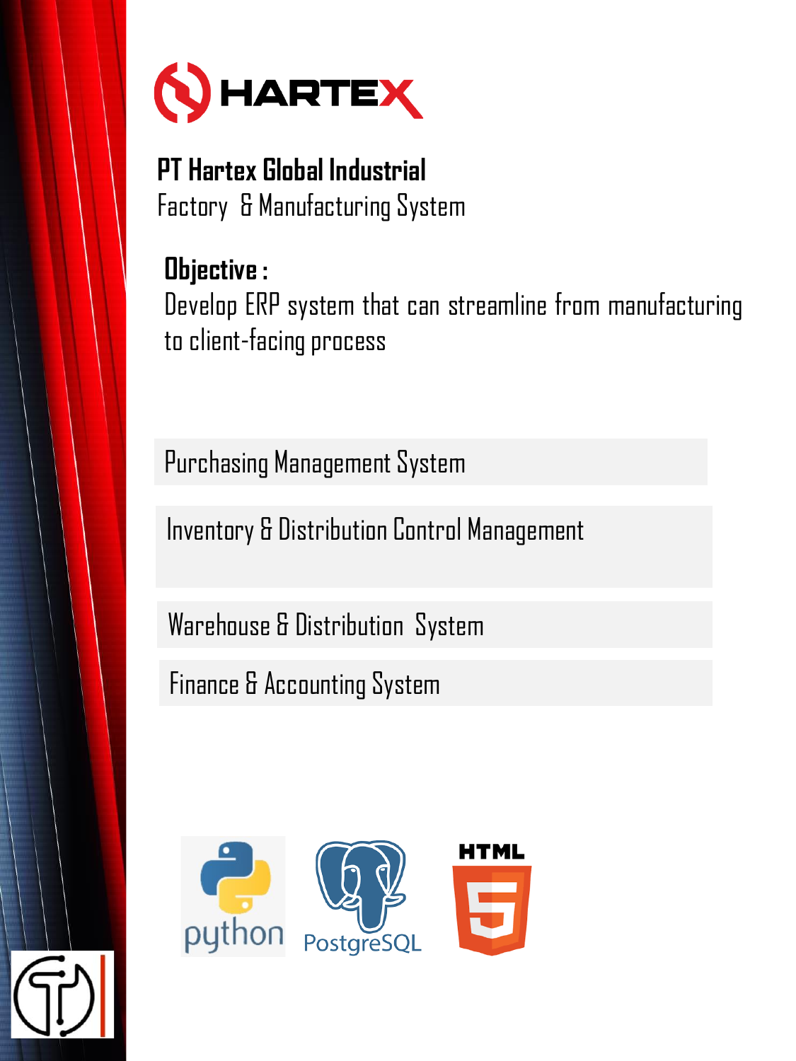# HARTEX

## PT Hartex Global Industrial

Factory & Manufacturing System

**Objective :**

Develop ERP system that can streamline from manufacturing to client-facing process

- Purchasing Management System
- Inventory & Distribution Control Management
- Warehouse & Distribution System
- Finance & Accounting System

python PostgreSQL HTML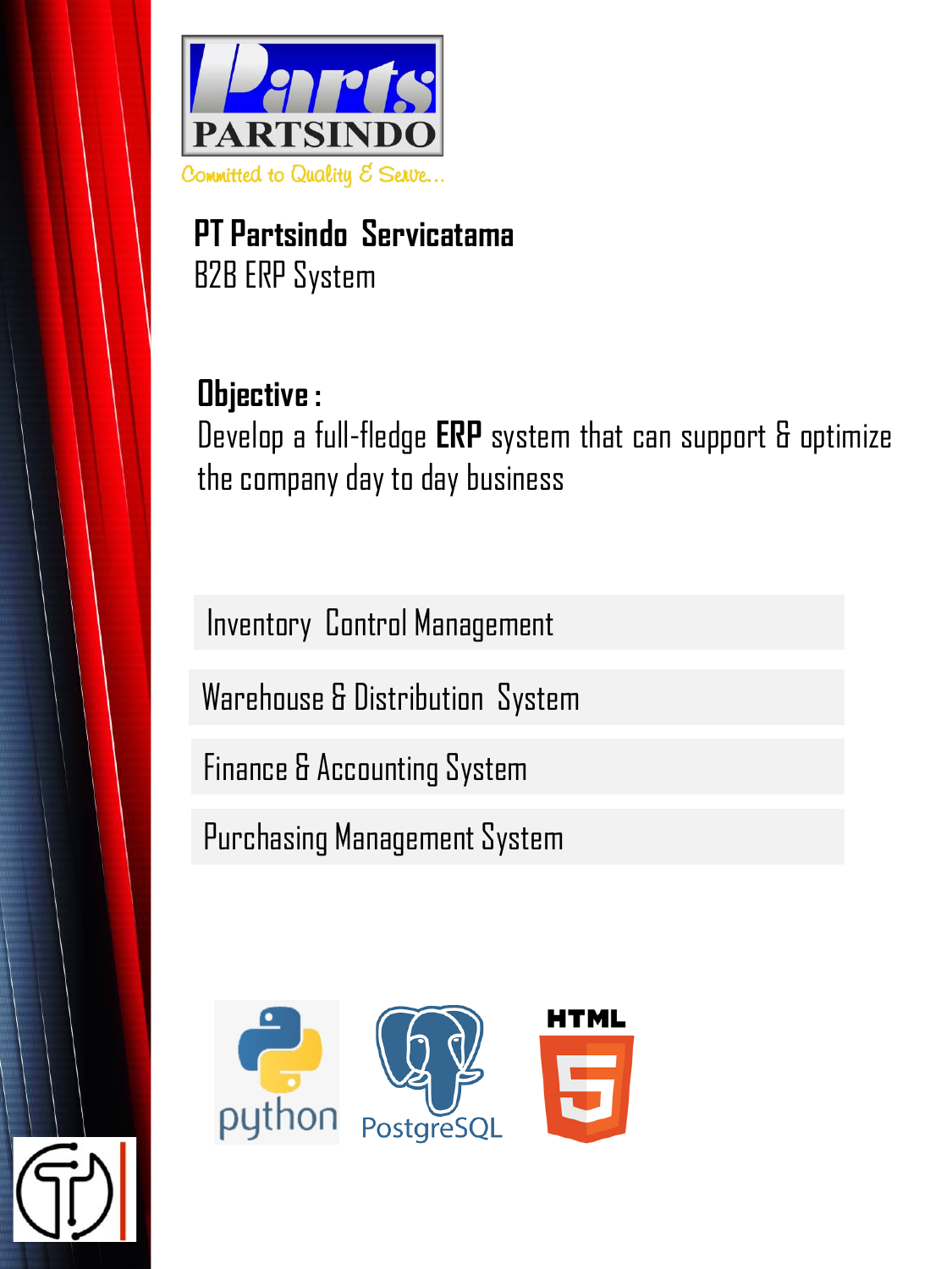PARTSINDO

Committed to Quality & Serve...

## PT Partsindo Servicatama

B2B ERP System

**Objective :**

Develop a full-fledge **ERP** system that can support & optimize the company day to day business

- Inventory Control Management
- Warehouse & Distribution System
- Finance & Accounting System
- Purchasing Management System

python PostgreSQL HTML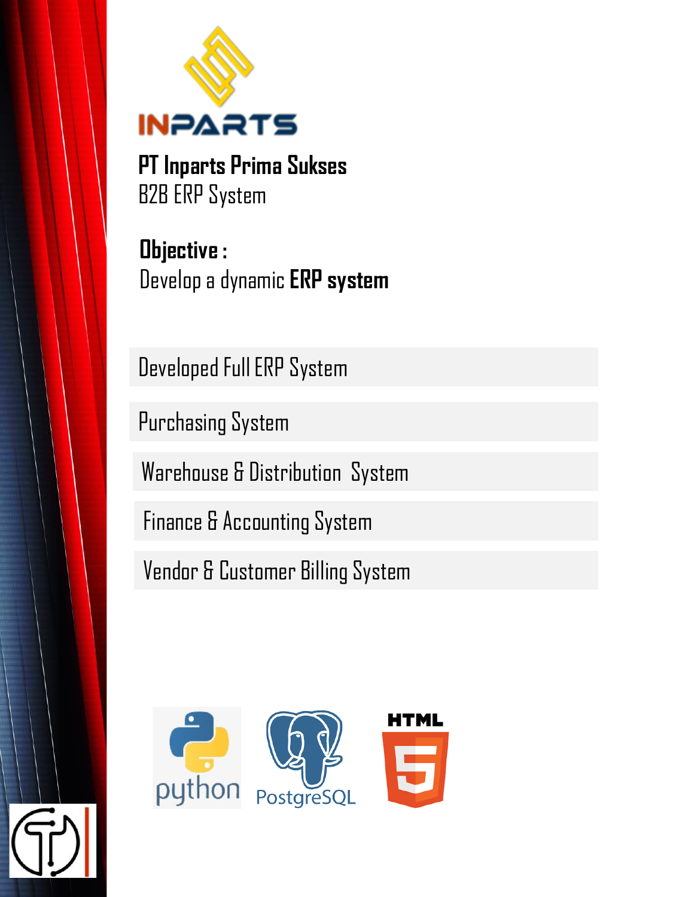INPARTS

**PT Inparts Prima Sukses**
B2B ERP System

**Objective :**
Develop a dynamic **ERP system**

- Developed Full ERP System
- Purchasing System
- Warehouse & Distribution System
- Finance & Accounting System
- Vendor & Customer Billing System

python PostgreSQL HTML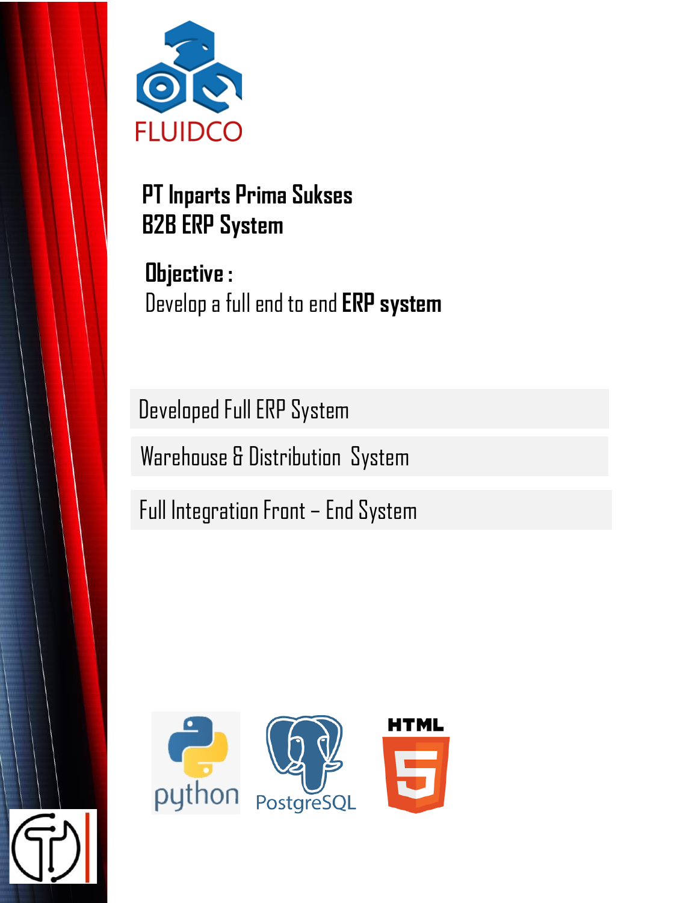FLUIDCO

## PT Inparts Prima Sukses
## B2B ERP System

**Objective :**
Develop a full end to end **ERP system**

- Developed Full ERP System
- Warehouse & Distribution System
- Full Integration Front – End System

python PostgreSQL HTML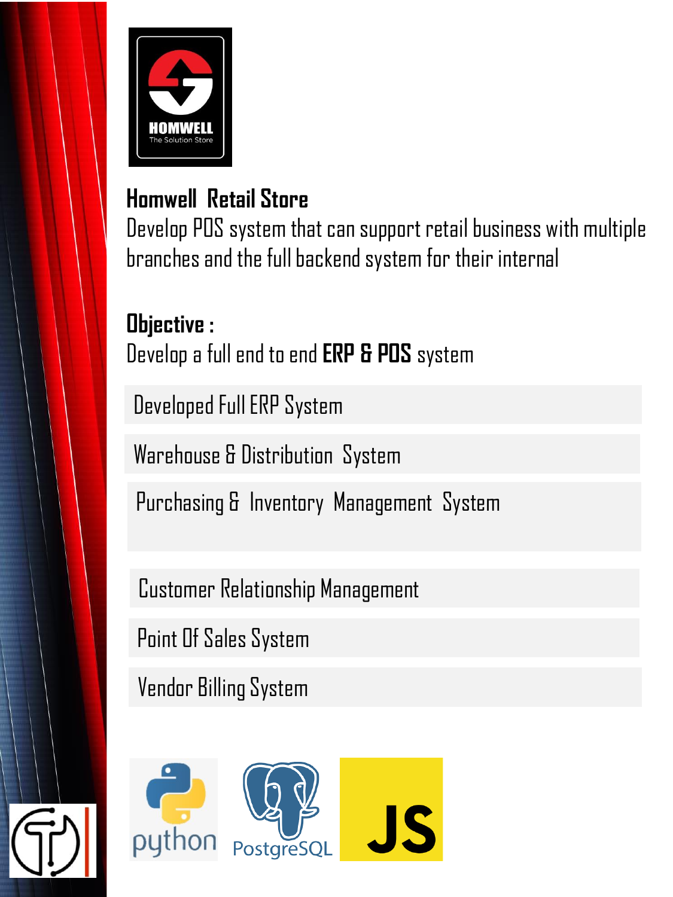## Homwell Retail Store

Develop POS system that can support retail business with multiple branches and the full backend system for their internal

**Objective :**

Develop a full end to end **ERP & POS** system

- Developed Full ERP System
- Warehouse & Distribution System
- Purchasing & Inventory Management System
- Customer Relationship Management
- Point Of Sales System
- Vendor Billing System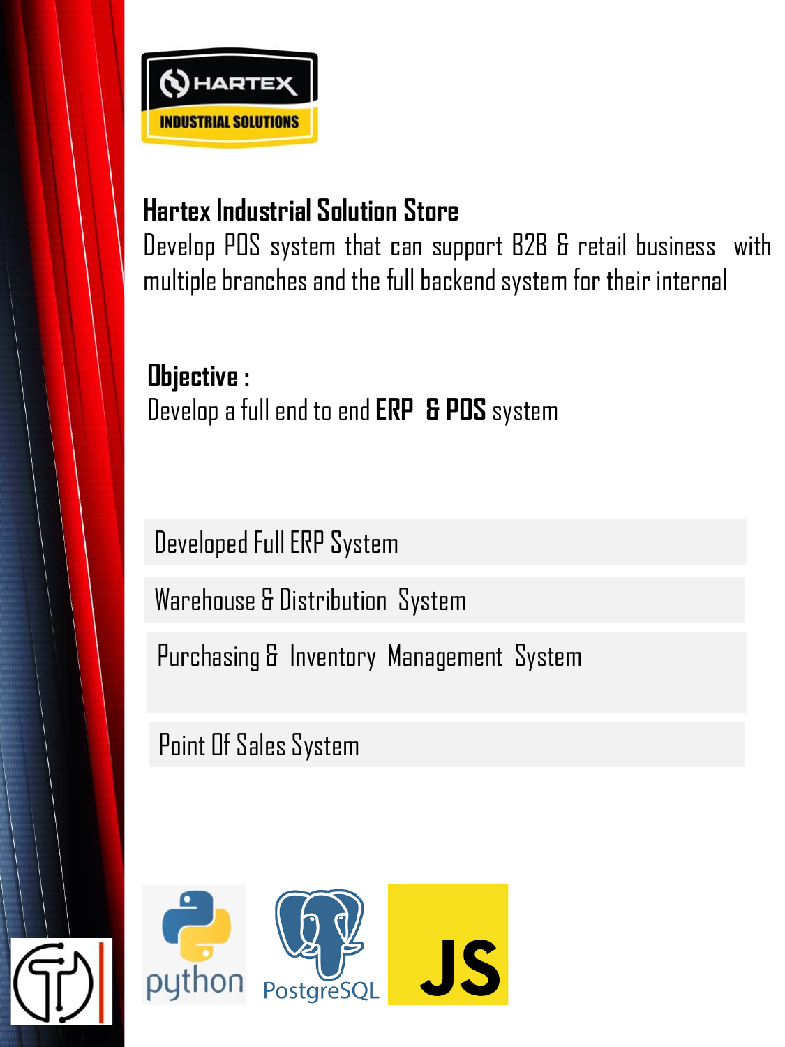**Hartex Industrial Solution Store**

Develop POS system that can support B2B & retail business with multiple branches and the full backend system for their internal

**Objective :**

Develop a full end to end **ERP & POS** system

- Developed Full ERP System
- Warehouse & Distribution System
- Purchasing & Inventory Management System
- Point Of Sales System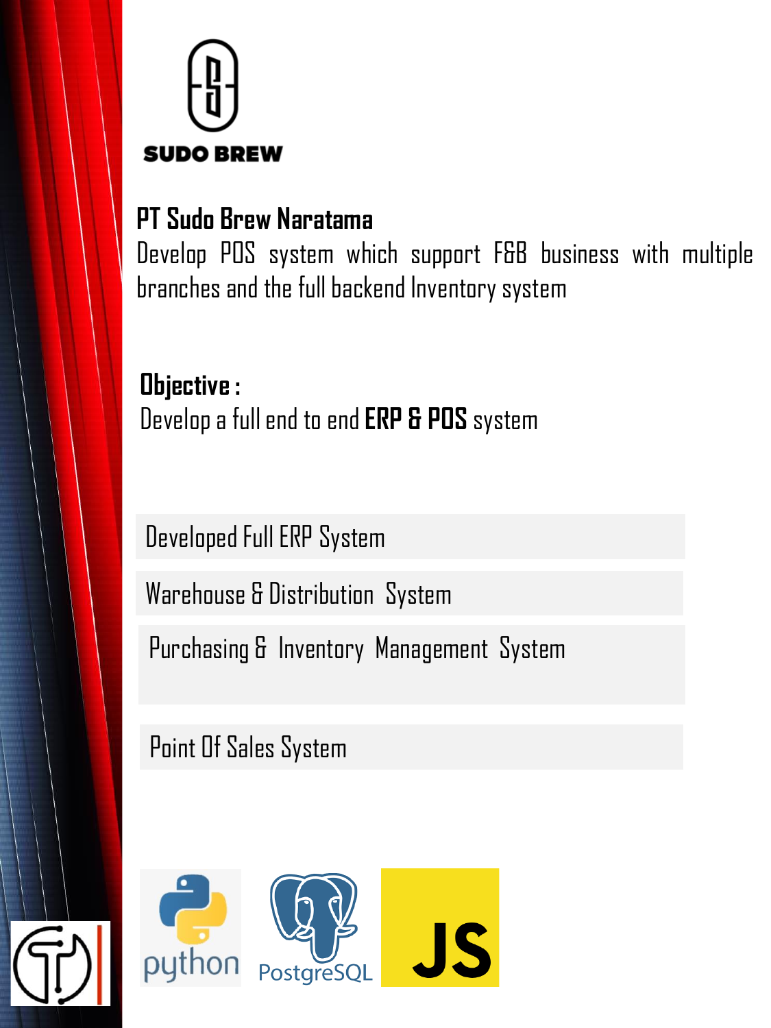SUDO BREW

**PT Sudo Brew Naratama**

Develop POS system which support F&B business with multiple branches and the full backend Inventory system

**Objective :**

Develop a full end to end **ERP & POS** system

- Developed Full ERP System
- Warehouse & Distribution System
- Purchasing & Inventory Management System
- Point Of Sales System

python PostgreSQL JS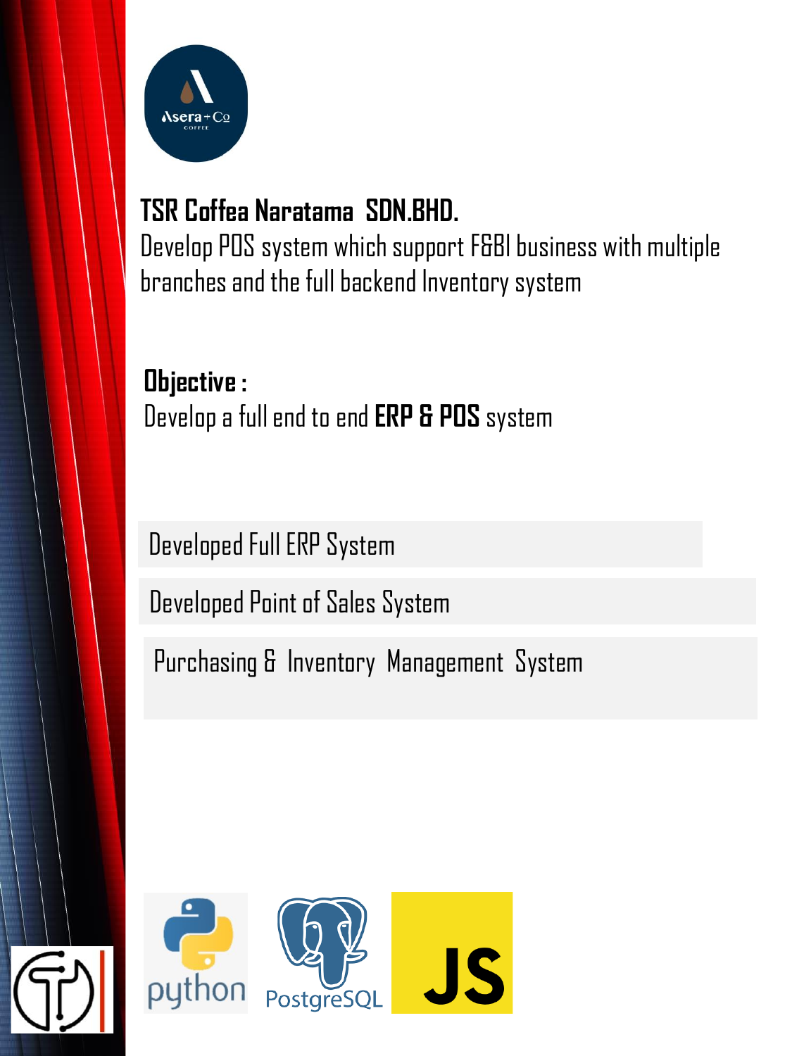**TSR Coffea Naratama SDN.BHD.**

Develop POS system which support F&BI business with multiple branches and the full backend Inventory system

**Objective :**

Develop a full end to end **ERP & POS** system

- Developed Full ERP System
- Developed Point of Sales System
- Purchasing & Inventory Management System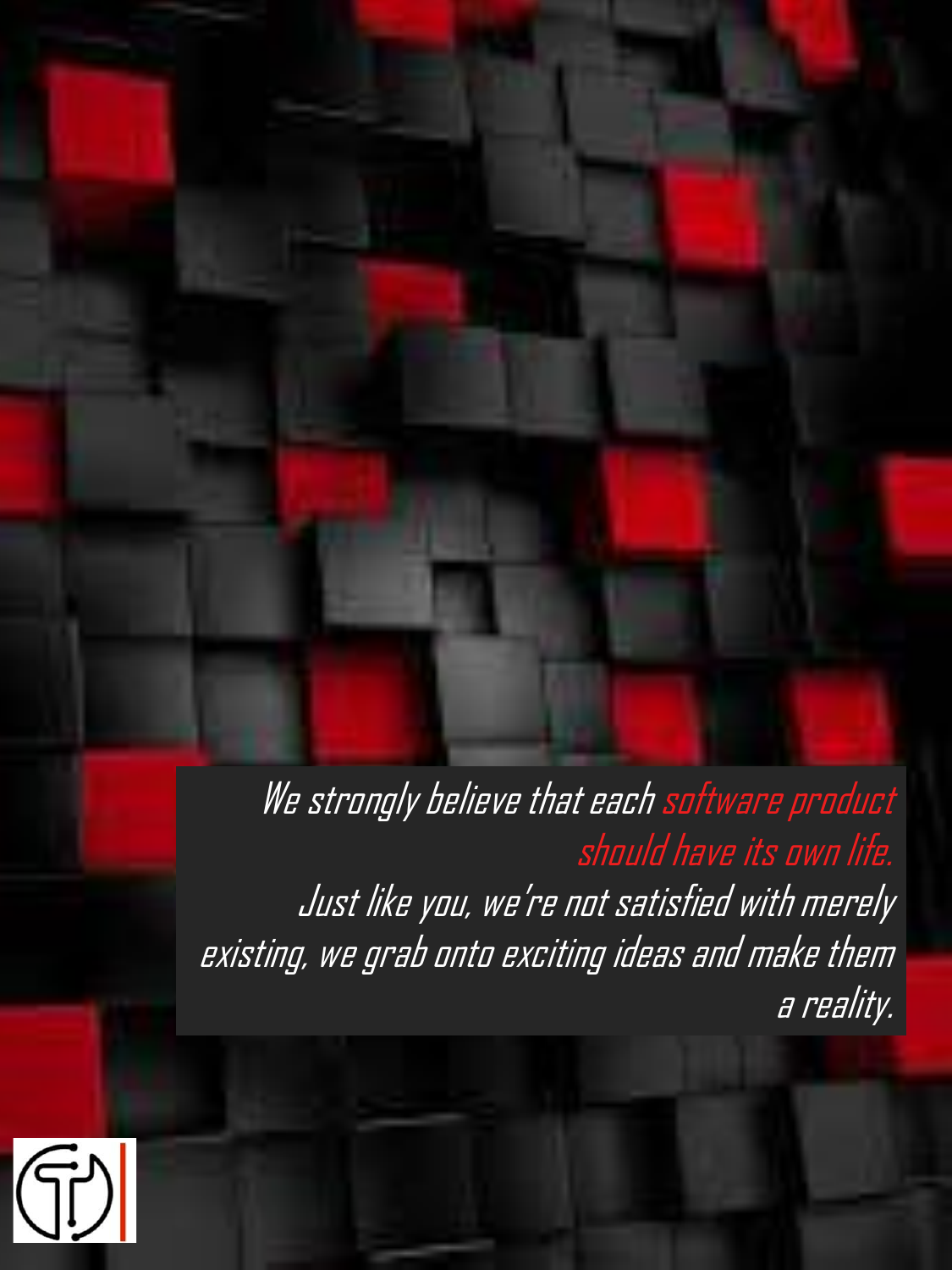*We strongly believe that each software product should have its own life.*
*Just like you, we're not satisfied with merely existing, we grab onto exciting ideas and make them a reality.*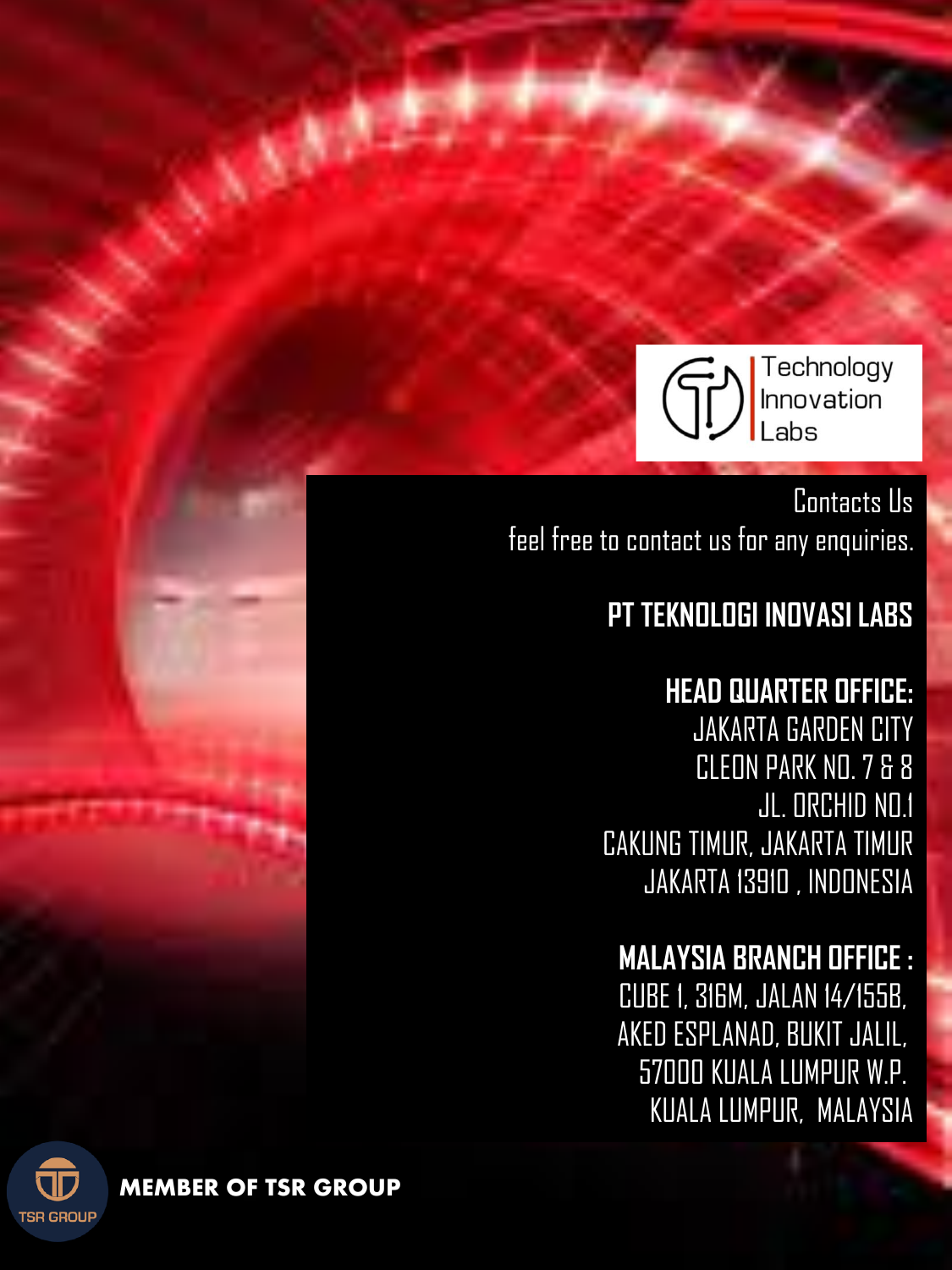Technology Innovation Labs

Contacts Us
feel free to contact us for any enquiries.

**PT TEKNOLOGI INOVASI LABS**

**HEAD QUARTER OFFICE:**
JAKARTA GARDEN CITY
CLEON PARK NO. 7 & 8
JL. ORCHID NO.1
CAKUNG TIMUR, JAKARTA TIMUR
JAKARTA 13910 , INDONESIA

**MALAYSIA BRANCH OFFICE :**
CUBE 1, 3I6M, JALAN 14/155B,
AKED ESPLANAD, BUKIT JALIL,
57000 KUALA LUMPUR W.P.
KUALA LUMPUR, MALAYSIA

TSR GROUP

**MEMBER OF TSR GROUP**